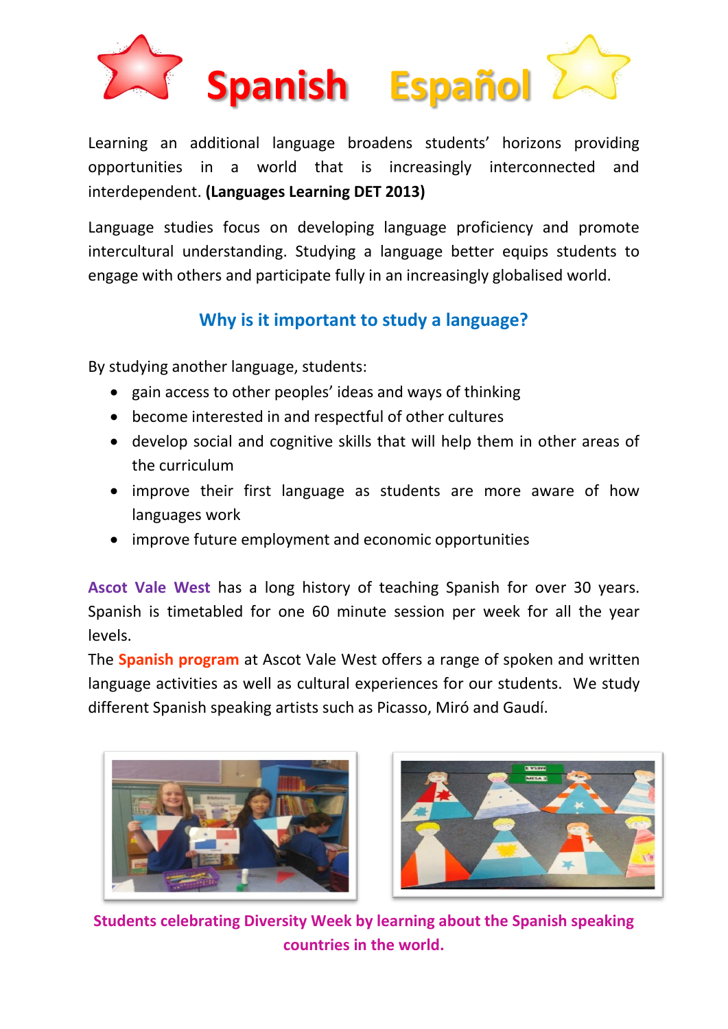# Spanish Español

Learning an additional language broadens students' horizons providing opportunities in a world that is increasingly interconnected and interdependent. **(Languages Learning DET 2013)**

Language studies focus on developing language proficiency and promote intercultural understanding. Studying a language better equips students to engage with others and participate fully in an increasingly globalised world.

## Why is it important to study a language?

By studying another language, students:

- gain access to other peoples' ideas and ways of thinking
- become interested in and respectful of other cultures
- develop social and cognitive skills that will help them in other areas of the curriculum
- improve their first language as students are more aware of how languages work
- improve future employment and economic opportunities

**Ascot Vale West** has a long history of teaching Spanish for over 30 years. Spanish is timetabled for one 60 minute session per week for all the year levels.

The **Spanish program** at Ascot Vale West offers a range of spoken and written language activities as well as cultural experiences for our students. We study different Spanish speaking artists such as Picasso, Miró and Gaudí.

**Students celebrating Diversity Week by learning about the Spanish speaking countries in the world.**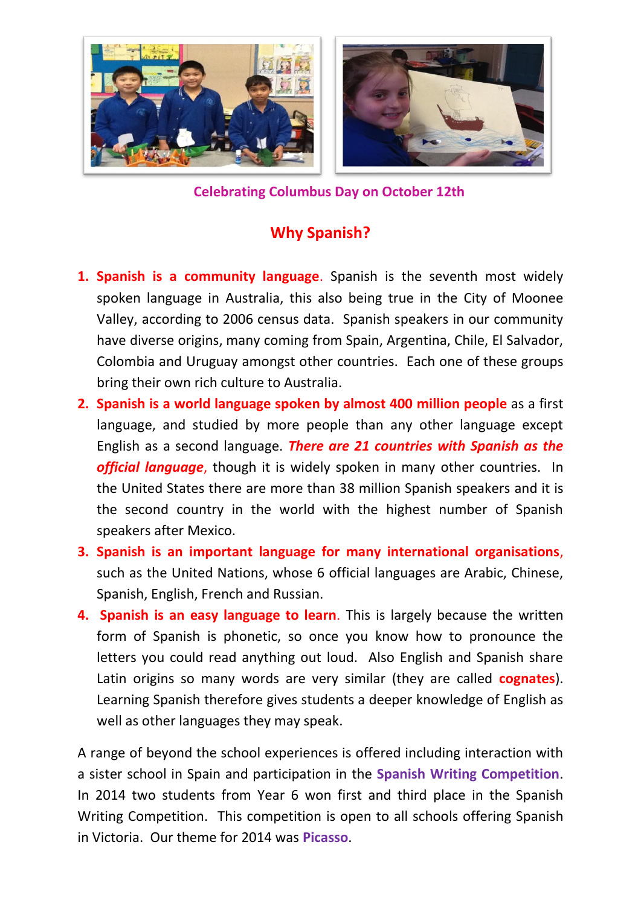**Celebrating Columbus Day on October 12th**

## Why Spanish?

1. **Spanish is a community language.** Spanish is the seventh most widely spoken language in Australia, this also being true in the City of Moonee Valley, according to 2006 census data. Spanish speakers in our community have diverse origins, many coming from Spain, Argentina, Chile, El Salvador, Colombia and Uruguay amongst other countries. Each one of these groups bring their own rich culture to Australia.
2. **Spanish is a world language spoken by almost 400 million people** as a first language, and studied by more people than any other language except English as a second language. ***There are 21 countries with Spanish as the official language***, though it is widely spoken in many other countries. In the United States there are more than 38 million Spanish speakers and it is the second country in the world with the highest number of Spanish speakers after Mexico.
3. **Spanish is an important language for many international organisations**, such as the United Nations, whose 6 official languages are Arabic, Chinese, Spanish, English, French and Russian.
4. **Spanish is an easy language to learn.** This is largely because the written form of Spanish is phonetic, so once you know how to pronounce the letters you could read anything out loud. Also English and Spanish share Latin origins so many words are very similar (they are called **cognates**). Learning Spanish therefore gives students a deeper knowledge of English as well as other languages they may speak.

A range of beyond the school experiences is offered including interaction with a sister school in Spain and participation in the **Spanish Writing Competition**. In 2014 two students from Year 6 won first and third place in the Spanish Writing Competition. This competition is open to all schools offering Spanish in Victoria. Our theme for 2014 was **Picasso**.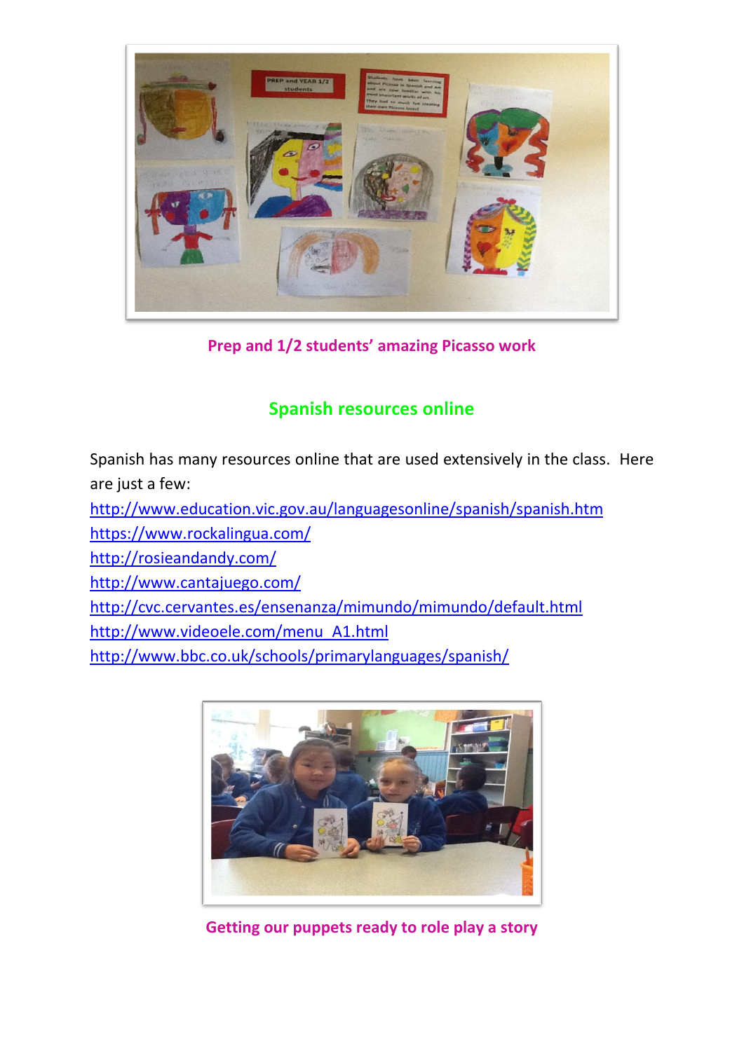Prep and 1/2 students' amazing Picasso work

## Spanish resources online

Spanish has many resources online that are used extensively in the class. Here are just a few:

http://www.education.vic.gov.au/languagesonline/spanish/spanish.htm
https://www.rockalingua.com/
http://rosieandandy.com/
http://www.cantajuego.com/
http://cvc.cervantes.es/ensenanza/mimundo/mimundo/default.html
http://www.videoele.com/menu_A1.html
http://www.bbc.co.uk/schools/primarylanguages/spanish/

Getting our puppets ready to role play a story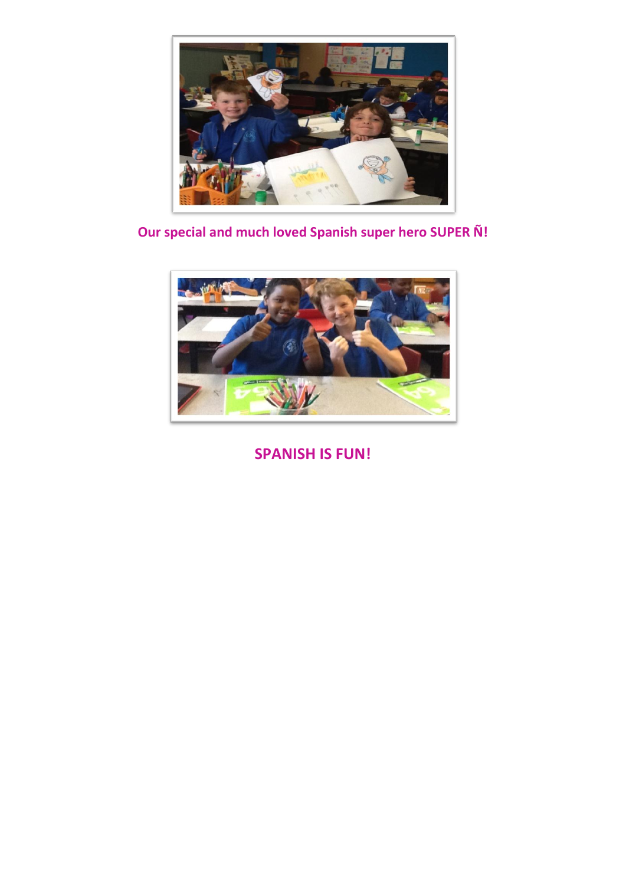**Our special and much loved Spanish super hero SUPER Ñ!**

**SPANISH IS FUN!**